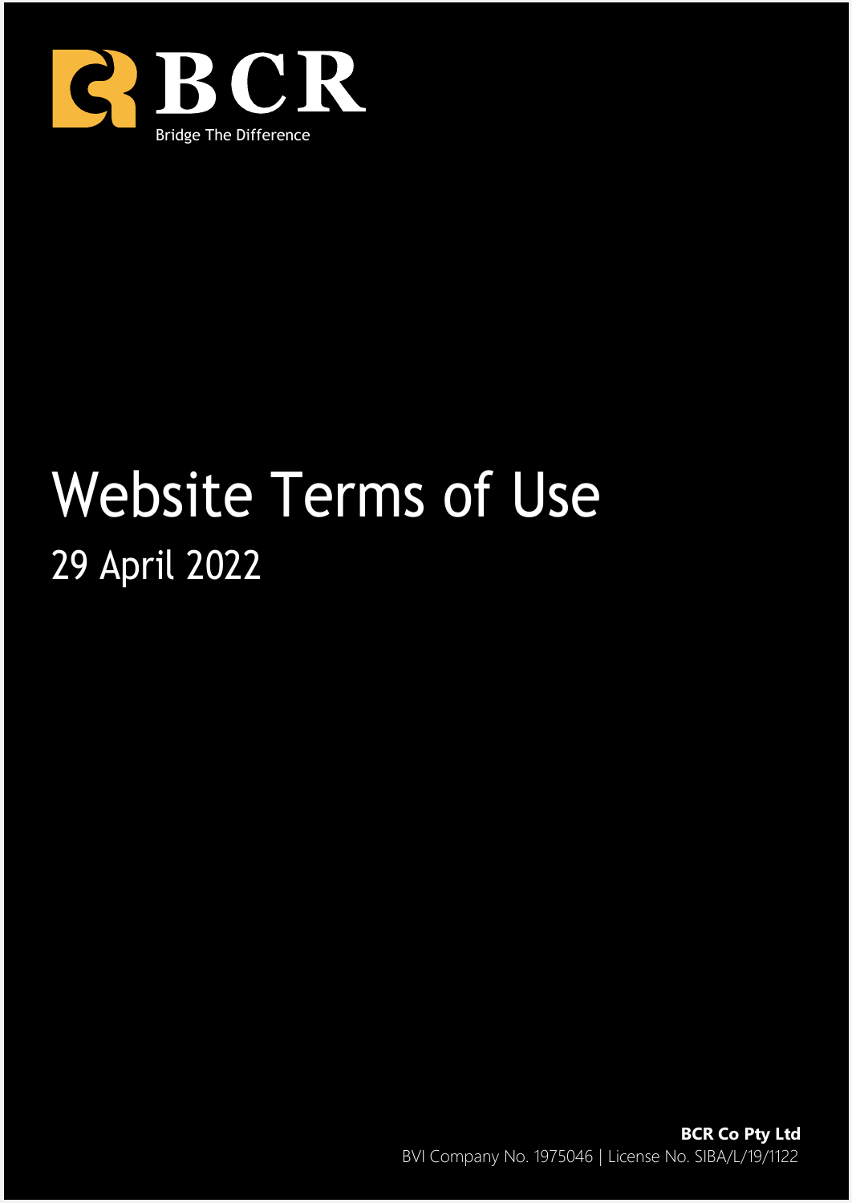BCR

Bridge The Difference

# Website Terms of Use

## 29 April 2022

**BCR Co Pty Ltd**

BVI Company No. 1975046 | License No. SIBA/L/19/1122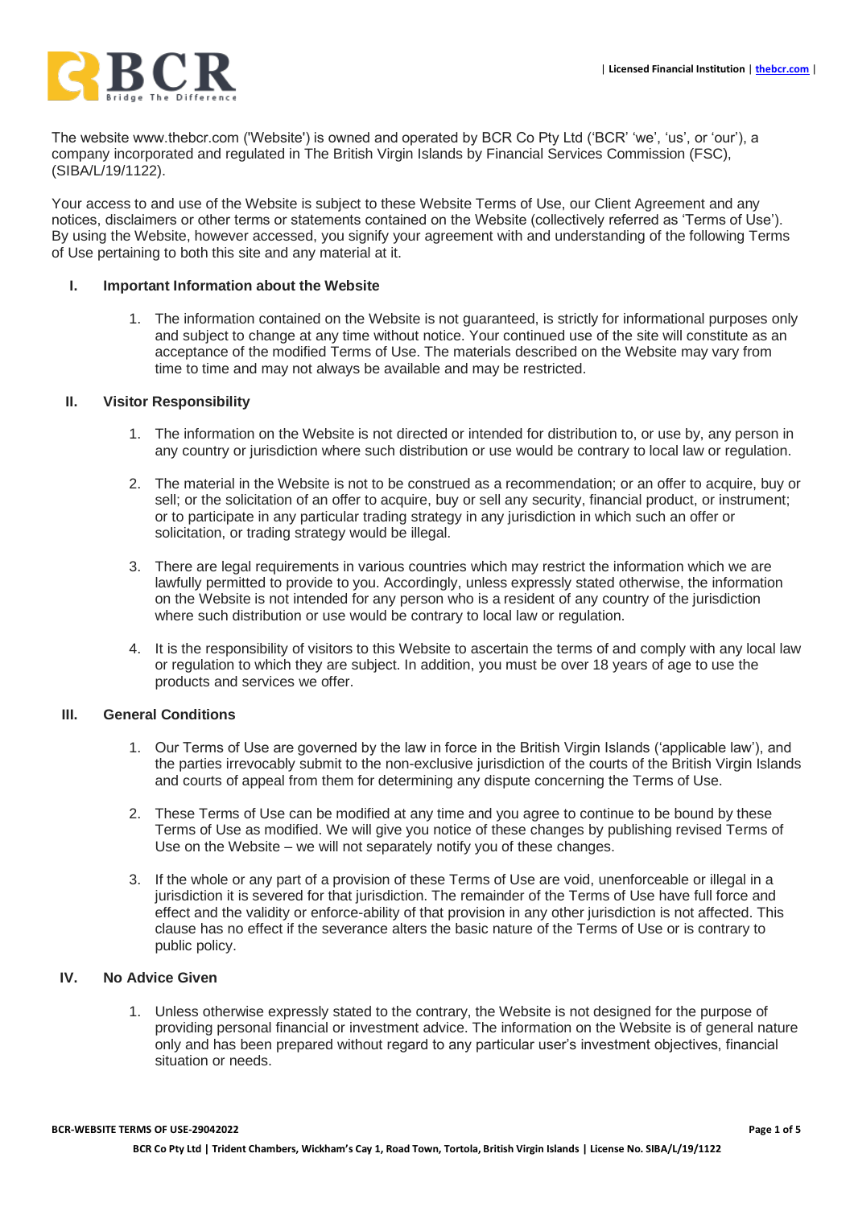The website www.thebcr.com ('Website') is owned and operated by BCR Co Pty Ltd ('BCR' 'we', 'us', or 'our'), a company incorporated and regulated in The British Virgin Islands by Financial Services Commission (FSC), (SIBA/L/19/1122).

Your access to and use of the Website is subject to these Website Terms of Use, our Client Agreement and any notices, disclaimers or other terms or statements contained on the Website (collectively referred as 'Terms of Use'). By using the Website, however accessed, you signify your agreement with and understanding of the following Terms of Use pertaining to both this site and any material at it.

## I. Important Information about the Website

1. The information contained on the Website is not guaranteed, is strictly for informational purposes only and subject to change at any time without notice. Your continued use of the site will constitute as an acceptance of the modified Terms of Use. The materials described on the Website may vary from time to time and may not always be available and may be restricted.

## II. Visitor Responsibility

1. The information on the Website is not directed or intended for distribution to, or use by, any person in any country or jurisdiction where such distribution or use would be contrary to local law or regulation.

2. The material in the Website is not to be construed as a recommendation; or an offer to acquire, buy or sell; or the solicitation of an offer to acquire, buy or sell any security, financial product, or instrument; or to participate in any particular trading strategy in any jurisdiction in which such an offer or solicitation, or trading strategy would be illegal.

3. There are legal requirements in various countries which may restrict the information which we are lawfully permitted to provide to you. Accordingly, unless expressly stated otherwise, the information on the Website is not intended for any person who is a resident of any country of the jurisdiction where such distribution or use would be contrary to local law or regulation.

4. It is the responsibility of visitors to this Website to ascertain the terms of and comply with any local law or regulation to which they are subject. In addition, you must be over 18 years of age to use the products and services we offer.

## III. General Conditions

1. Our Terms of Use are governed by the law in force in the British Virgin Islands ('applicable law'), and the parties irrevocably submit to the non-exclusive jurisdiction of the courts of the British Virgin Islands and courts of appeal from them for determining any dispute concerning the Terms of Use.

2. These Terms of Use can be modified at any time and you agree to continue to be bound by these Terms of Use as modified. We will give you notice of these changes by publishing revised Terms of Use on the Website – we will not separately notify you of these changes.

3. If the whole or any part of a provision of these Terms of Use are void, unenforceable or illegal in a jurisdiction it is severed for that jurisdiction. The remainder of the Terms of Use have full force and effect and the validity or enforce-ability of that provision in any other jurisdiction is not affected. This clause has no effect if the severance alters the basic nature of the Terms of Use or is contrary to public policy.

## IV. No Advice Given

1. Unless otherwise expressly stated to the contrary, the Website is not designed for the purpose of providing personal financial or investment advice. The information on the Website is of general nature only and has been prepared without regard to any particular user's investment objectives, financial situation or needs.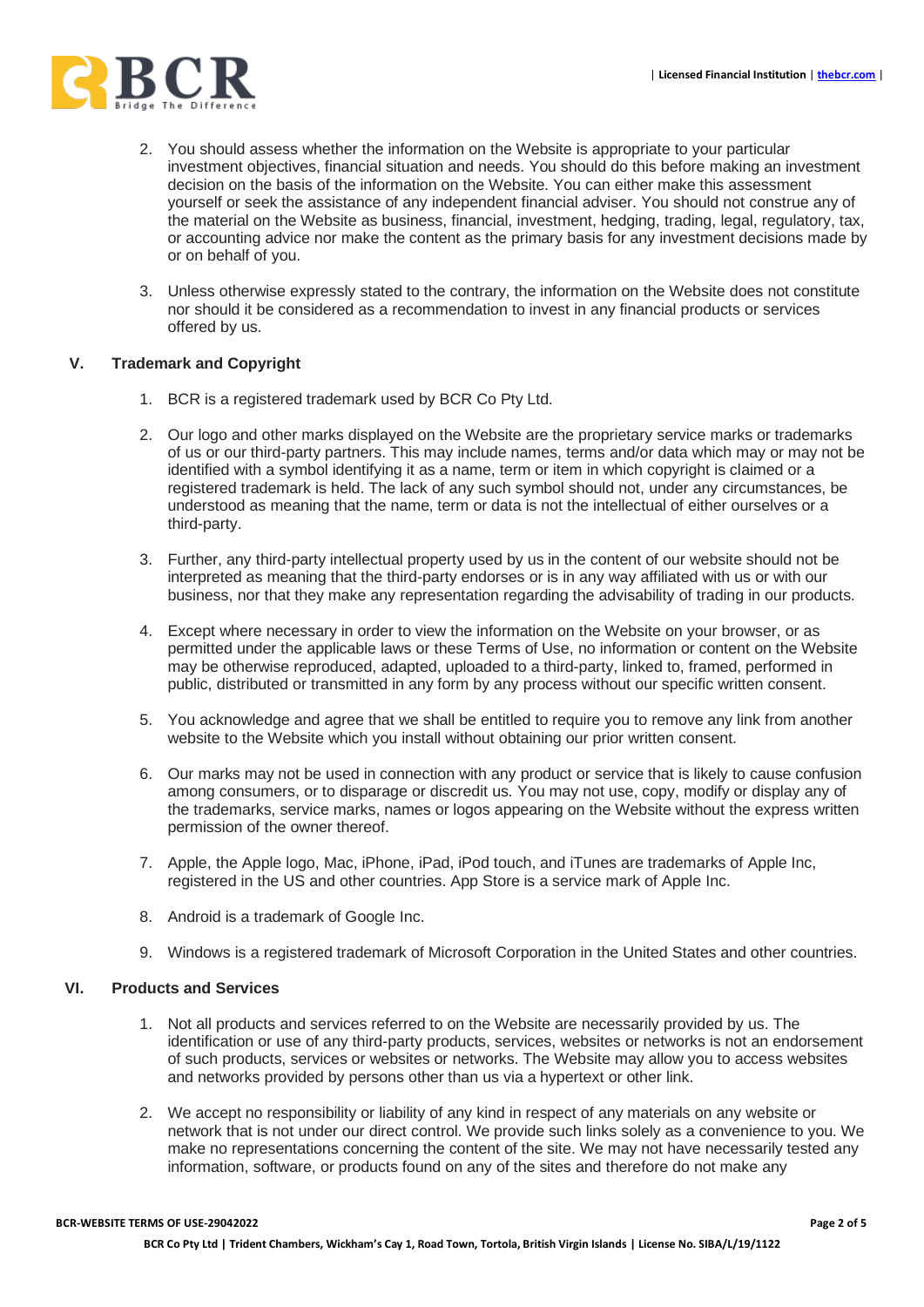2. You should assess whether the information on the Website is appropriate to your particular investment objectives, financial situation and needs. You should do this before making an investment decision on the basis of the information on the Website. You can either make this assessment yourself or seek the assistance of any independent financial adviser. You should not construe any of the material on the Website as business, financial, investment, hedging, trading, legal, regulatory, tax, or accounting advice nor make the content as the primary basis for any investment decisions made by or on behalf of you.

3. Unless otherwise expressly stated to the contrary, the information on the Website does not constitute nor should it be considered as a recommendation to invest in any financial products or services offered by us.

## V. Trademark and Copyright

1. BCR is a registered trademark used by BCR Co Pty Ltd.

2. Our logo and other marks displayed on the Website are the proprietary service marks or trademarks of us or our third-party partners. This may include names, terms and/or data which may or may not be identified with a symbol identifying it as a name, term or item in which copyright is claimed or a registered trademark is held. The lack of any such symbol should not, under any circumstances, be understood as meaning that the name, term or data is not the intellectual of either ourselves or a third-party.

3. Further, any third-party intellectual property used by us in the content of our website should not be interpreted as meaning that the third-party endorses or is in any way affiliated with us or with our business, nor that they make any representation regarding the advisability of trading in our products.

4. Except where necessary in order to view the information on the Website on your browser, or as permitted under the applicable laws or these Terms of Use, no information or content on the Website may be otherwise reproduced, adapted, uploaded to a third-party, linked to, framed, performed in public, distributed or transmitted in any form by any process without our specific written consent.

5. You acknowledge and agree that we shall be entitled to require you to remove any link from another website to the Website which you install without obtaining our prior written consent.

6. Our marks may not be used in connection with any product or service that is likely to cause confusion among consumers, or to disparage or discredit us. You may not use, copy, modify or display any of the trademarks, service marks, names or logos appearing on the Website without the express written permission of the owner thereof.

7. Apple, the Apple logo, Mac, iPhone, iPad, iPod touch, and iTunes are trademarks of Apple Inc, registered in the US and other countries. App Store is a service mark of Apple Inc.

8. Android is a trademark of Google Inc.

9. Windows is a registered trademark of Microsoft Corporation in the United States and other countries.

## VI. Products and Services

1. Not all products and services referred to on the Website are necessarily provided by us. The identification or use of any third-party products, services, websites or networks is not an endorsement of such products, services or websites or networks. The Website may allow you to access websites and networks provided by persons other than us via a hypertext or other link.

2. We accept no responsibility or liability of any kind in respect of any materials on any website or network that is not under our direct control. We provide such links solely as a convenience to you. We make no representations concerning the content of the site. We may not have necessarily tested any information, software, or products found on any of the sites and therefore do not make any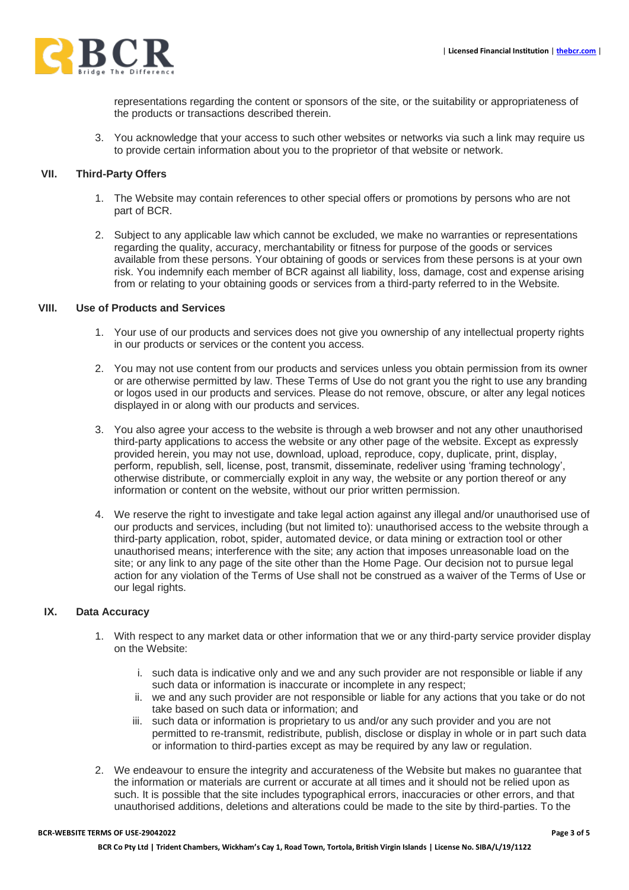representations regarding the content or sponsors of the site, or the suitability or appropriateness of the products or transactions described therein.

3. You acknowledge that your access to such other websites or networks via such a link may require us to provide certain information about you to the proprietor of that website or network.

## VII. Third-Party Offers

1. The Website may contain references to other special offers or promotions by persons who are not part of BCR.

2. Subject to any applicable law which cannot be excluded, we make no warranties or representations regarding the quality, accuracy, merchantability or fitness for purpose of the goods or services available from these persons. Your obtaining of goods or services from these persons is at your own risk. You indemnify each member of BCR against all liability, loss, damage, cost and expense arising from or relating to your obtaining goods or services from a third-party referred to in the Website.

## VIII. Use of Products and Services

1. Your use of our products and services does not give you ownership of any intellectual property rights in our products or services or the content you access.

2. You may not use content from our products and services unless you obtain permission from its owner or are otherwise permitted by law. These Terms of Use do not grant you the right to use any branding or logos used in our products and services. Please do not remove, obscure, or alter any legal notices displayed in or along with our products and services.

3. You also agree your access to the website is through a web browser and not any other unauthorised third-party applications to access the website or any other page of the website. Except as expressly provided herein, you may not use, download, upload, reproduce, copy, duplicate, print, display, perform, republish, sell, license, post, transmit, disseminate, redeliver using 'framing technology', otherwise distribute, or commercially exploit in any way, the website or any portion thereof or any information or content on the website, without our prior written permission.

4. We reserve the right to investigate and take legal action against any illegal and/or unauthorised use of our products and services, including (but not limited to): unauthorised access to the website through a third-party application, robot, spider, automated device, or data mining or extraction tool or other unauthorised means; interference with the site; any action that imposes unreasonable load on the site; or any link to any page of the site other than the Home Page. Our decision not to pursue legal action for any violation of the Terms of Use shall not be construed as a waiver of the Terms of Use or our legal rights.

## IX. Data Accuracy

1. With respect to any market data or other information that we or any third-party service provider display on the Website:

   i. such data is indicative only and we and any such provider are not responsible or liable if any such data or information is inaccurate or incomplete in any respect;
   ii. we and any such provider are not responsible or liable for any actions that you take or do not take based on such data or information; and
   iii. such data or information is proprietary to us and/or any such provider and you are not permitted to re-transmit, redistribute, publish, disclose or display in whole or in part such data or information to third-parties except as may be required by any law or regulation.

2. We endeavour to ensure the integrity and accurateness of the Website but makes no guarantee that the information or materials are current or accurate at all times and it should not be relied upon as such. It is possible that the site includes typographical errors, inaccuracies or other errors, and that unauthorised additions, deletions and alterations could be made to the site by third-parties. To the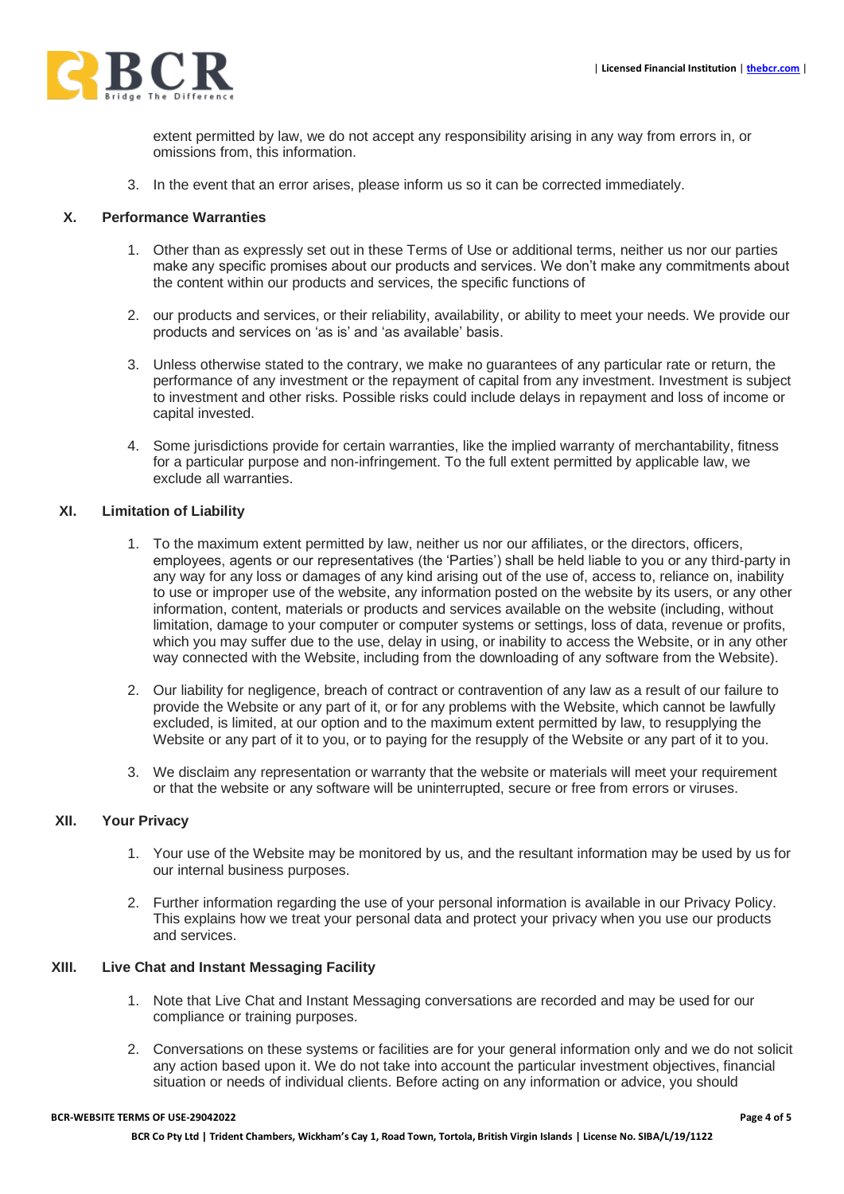extent permitted by law, we do not accept any responsibility arising in any way from errors in, or omissions from, this information.

3. In the event that an error arises, please inform us so it can be corrected immediately.

## X. Performance Warranties

1. Other than as expressly set out in these Terms of Use or additional terms, neither us nor our parties make any specific promises about our products and services. We don't make any commitments about the content within our products and services, the specific functions of

2. our products and services, or their reliability, availability, or ability to meet your needs. We provide our products and services on 'as is' and 'as available' basis.

3. Unless otherwise stated to the contrary, we make no guarantees of any particular rate or return, the performance of any investment or the repayment of capital from any investment. Investment is subject to investment and other risks. Possible risks could include delays in repayment and loss of income or capital invested.

4. Some jurisdictions provide for certain warranties, like the implied warranty of merchantability, fitness for a particular purpose and non-infringement. To the full extent permitted by applicable law, we exclude all warranties.

## XI. Limitation of Liability

1. To the maximum extent permitted by law, neither us nor our affiliates, or the directors, officers, employees, agents or our representatives (the 'Parties') shall be held liable to you or any third-party in any way for any loss or damages of any kind arising out of the use of, access to, reliance on, inability to use or improper use of the website, any information posted on the website by its users, or any other information, content, materials or products and services available on the website (including, without limitation, damage to your computer or computer systems or settings, loss of data, revenue or profits, which you may suffer due to the use, delay in using, or inability to access the Website, or in any other way connected with the Website, including from the downloading of any software from the Website).

2. Our liability for negligence, breach of contract or contravention of any law as a result of our failure to provide the Website or any part of it, or for any problems with the Website, which cannot be lawfully excluded, is limited, at our option and to the maximum extent permitted by law, to resupplying the Website or any part of it to you, or to paying for the resupply of the Website or any part of it to you.

3. We disclaim any representation or warranty that the website or materials will meet your requirement or that the website or any software will be uninterrupted, secure or free from errors or viruses.

## XII. Your Privacy

1. Your use of the Website may be monitored by us, and the resultant information may be used by us for our internal business purposes.

2. Further information regarding the use of your personal information is available in our Privacy Policy. This explains how we treat your personal data and protect your privacy when you use our products and services.

## XIII. Live Chat and Instant Messaging Facility

1. Note that Live Chat and Instant Messaging conversations are recorded and may be used for our compliance or training purposes.

2. Conversations on these systems or facilities are for your general information only and we do not solicit any action based upon it. We do not take into account the particular investment objectives, financial situation or needs of individual clients. Before acting on any information or advice, you should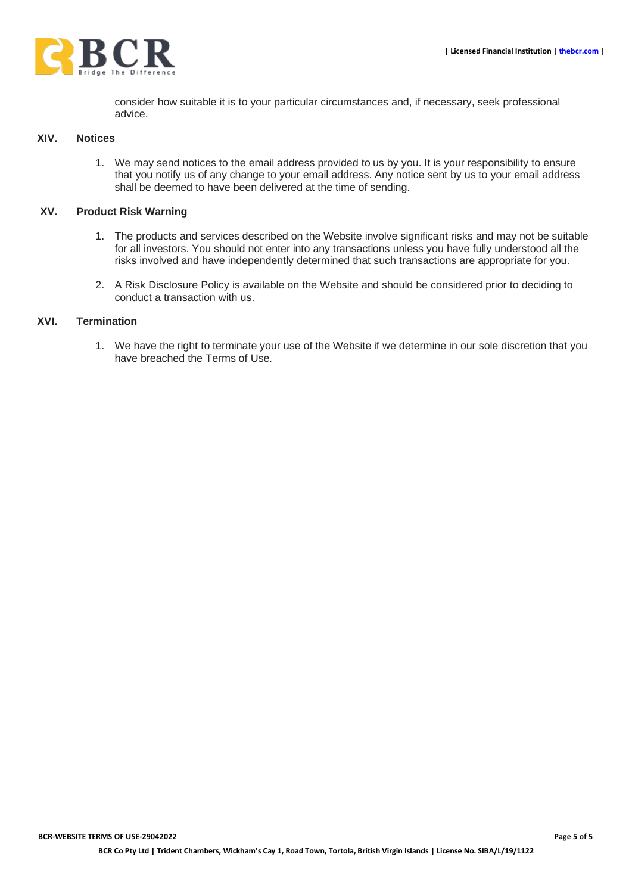consider how suitable it is to your particular circumstances and, if necessary, seek professional advice.

## XIV. Notices

1. We may send notices to the email address provided to us by you. It is your responsibility to ensure that you notify us of any change to your email address. Any notice sent by us to your email address shall be deemed to have been delivered at the time of sending.

## XV. Product Risk Warning

1. The products and services described on the Website involve significant risks and may not be suitable for all investors. You should not enter into any transactions unless you have fully understood all the risks involved and have independently determined that such transactions are appropriate for you.

2. A Risk Disclosure Policy is available on the Website and should be considered prior to deciding to conduct a transaction with us.

## XVI. Termination

1. We have the right to terminate your use of the Website if we determine in our sole discretion that you have breached the Terms of Use.